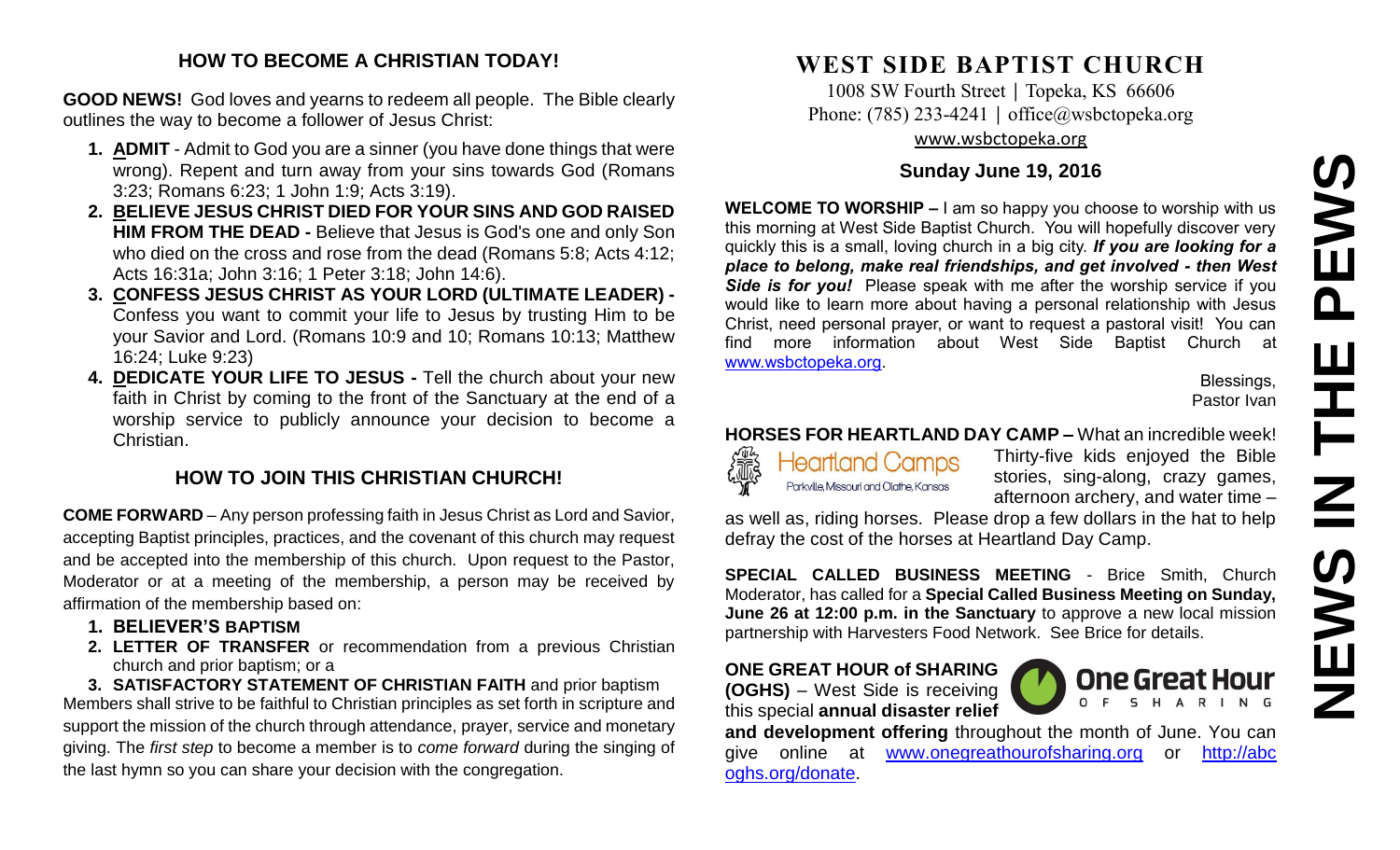## HOW TO BECOME A CHRISTIAN TODAY!

**GOOD NEWS!** God loves and yearns to redeem all people. The Bible clearly outlines the way to become a follower of Jesus Christ:

1. **ADMIT** - Admit to God you are a sinner (you have done things that were wrong). Repent and turn away from your sins towards God (Romans 3:23; Romans 6:23; 1 John 1:9; Acts 3:19).
2. **BELIEVE JESUS CHRIST DIED FOR YOUR SINS AND GOD RAISED HIM FROM THE DEAD -** Believe that Jesus is God's one and only Son who died on the cross and rose from the dead (Romans 5:8; Acts 4:12; Acts 16:31a; John 3:16; 1 Peter 3:18; John 14:6).
3. **CONFESS JESUS CHRIST AS YOUR LORD (ULTIMATE LEADER) -** Confess you want to commit your life to Jesus by trusting Him to be your Savior and Lord. (Romans 10:9 and 10; Romans 10:13; Matthew 16:24; Luke 9:23)
4. **DEDICATE YOUR LIFE TO JESUS -** Tell the church about your new faith in Christ by coming to the front of the Sanctuary at the end of a worship service to publicly announce your decision to become a Christian.

## HOW TO JOIN THIS CHRISTIAN CHURCH!

**COME FORWARD** – Any person professing faith in Jesus Christ as Lord and Savior, accepting Baptist principles, practices, and the covenant of this church may request and be accepted into the membership of this church. Upon request to the Pastor, Moderator or at a meeting of the membership, a person may be received by affirmation of the membership based on:

1. **BELIEVER'S BAPTISM**
2. **LETTER OF TRANSFER** or recommendation from a previous Christian church and prior baptism; or a
3. **SATISFACTORY STATEMENT OF CHRISTIAN FAITH** and prior baptism

Members shall strive to be faithful to Christian principles as set forth in scripture and support the mission of the church through attendance, prayer, service and monetary giving. The *first step* to become a member is to *come forward* during the singing of the last hymn so you can share your decision with the congregation.

# WEST SIDE BAPTIST CHURCH

1008 SW Fourth Street | Topeka, KS 66606
Phone: (785) 233-4241 | office@wsbctopeka.org
www.wsbctopeka.org

### Sunday June 19, 2016

# NEWS IN THE PEWS

**WELCOME TO WORSHIP –** I am so happy you choose to worship with us this morning at West Side Baptist Church. You will hopefully discover very quickly this is a small, loving church in a big city. ***If you are looking for a place to belong, make real friendships, and get involved - then West Side is for you!*** Please speak with me after the worship service if you would like to learn more about having a personal relationship with Jesus Christ, need personal prayer, or want to request a pastoral visit! You can find more information about West Side Baptist Church at www.wsbctopeka.org.

Blessings,
Pastor Ivan

**HORSES FOR HEARTLAND DAY CAMP –** What an incredible week! Thirty-five kids enjoyed the Bible stories, sing-along, crazy games, afternoon archery, and water time – as well as, riding horses. Please drop a few dollars in the hat to help defray the cost of the horses at Heartland Day Camp.

Heartland Camps
Parkville, Missouri and Olathe, Kansas

**SPECIAL CALLED BUSINESS MEETING** - Brice Smith, Church Moderator, has called for a **Special Called Business Meeting on Sunday, June 26 at 12:00 p.m. in the Sanctuary** to approve a new local mission partnership with Harvesters Food Network. See Brice for details.

**ONE GREAT HOUR of SHARING (OGHS)** – West Side is receiving this special **annual disaster relief and development offering** throughout the month of June. You can give online at www.onegreathourofsharing.org or http://abcoghs.org/donate.

One Great Hour OF SHARING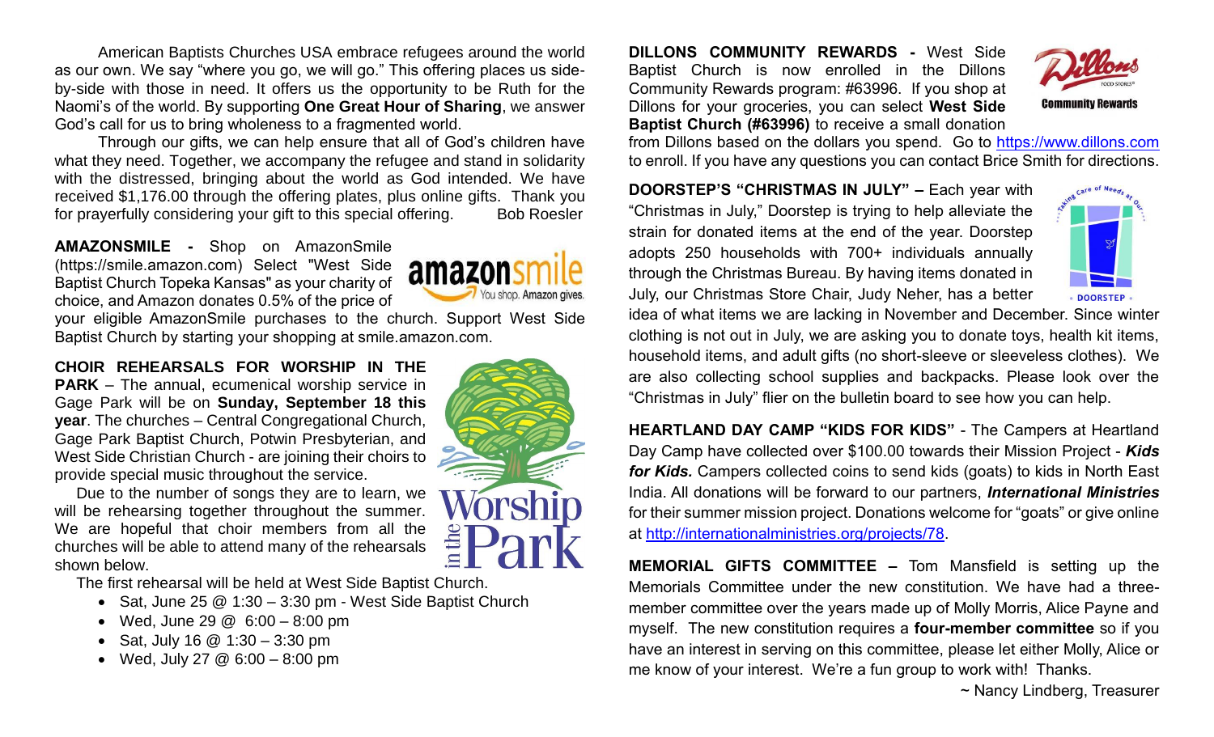American Baptists Churches USA embrace refugees around the world as our own. We say "where you go, we will go." This offering places us side-by-side with those in need. It offers us the opportunity to be Ruth for the Naomi's of the world. By supporting **One Great Hour of Sharing**, we answer God's call for us to bring wholeness to a fragmented world.

Through our gifts, we can help ensure that all of God's children have what they need. Together, we accompany the refugee and stand in solidarity with the distressed, bringing about the world as God intended. We have received $1,176.00 through the offering plates, plus online gifts. Thank you for prayerfully considering your gift to this special offering. Bob Roesler

**AMAZONSMILE -** Shop on AmazonSmile (https://smile.amazon.com) Select "West Side Baptist Church Topeka Kansas" as your charity of choice, and Amazon donates 0.5% of the price of your eligible AmazonSmile purchases to the church. Support West Side Baptist Church by starting your shopping at smile.amazon.com.

**CHOIR REHEARSALS FOR WORSHIP IN THE PARK** – The annual, ecumenical worship service in Gage Park will be on **Sunday, September 18 this year**. The churches – Central Congregational Church, Gage Park Baptist Church, Potwin Presbyterian, and West Side Christian Church - are joining their choirs to provide special music throughout the service.

Due to the number of songs they are to learn, we will be rehearsing together throughout the summer. We are hopeful that choir members from all the churches will be able to attend many of the rehearsals shown below.

The first rehearsal will be held at West Side Baptist Church.

- Sat, June 25 @ 1:30 – 3:30 pm - West Side Baptist Church
- Wed, June 29 @ 6:00 – 8:00 pm
- Sat, July 16 @ 1:30 – 3:30 pm
- Wed, July 27 @ 6:00 – 8:00 pm

**DILLONS COMMUNITY REWARDS -** West Side Baptist Church is now enrolled in the Dillons Community Rewards program: #63996. If you shop at Dillons for your groceries, you can select **West Side Baptist Church (#63996)** to receive a small donation from Dillons based on the dollars you spend. Go to https://www.dillons.com to enroll. If you have any questions you can contact Brice Smith for directions.

**DOORSTEP'S "CHRISTMAS IN JULY" –** Each year with "Christmas in July," Doorstep is trying to help alleviate the strain for donated items at the end of the year. Doorstep adopts 250 households with 700+ individuals annually through the Christmas Bureau. By having items donated in July, our Christmas Store Chair, Judy Neher, has a better idea of what items we are lacking in November and December. Since winter clothing is not out in July, we are asking you to donate toys, health kit items, household items, and adult gifts (no short-sleeve or sleeveless clothes). We are also collecting school supplies and backpacks. Please look over the "Christmas in July" flier on the bulletin board to see how you can help.

**HEARTLAND DAY CAMP "KIDS FOR KIDS"** - The Campers at Heartland Day Camp have collected over $100.00 towards their Mission Project - ***Kids for Kids.*** Campers collected coins to send kids (goats) to kids in North East India. All donations will be forward to our partners, ***International Ministries*** for their summer mission project. Donations welcome for "goats" or give online at http://internationalministries.org/projects/78.

**MEMORIAL GIFTS COMMITTEE –** Tom Mansfield is setting up the Memorials Committee under the new constitution. We have had a three-member committee over the years made up of Molly Morris, Alice Payne and myself. The new constitution requires a **four-member committee** so if you have an interest in serving on this committee, please let either Molly, Alice or me know of your interest. We're a fun group to work with! Thanks.

~ Nancy Lindberg, Treasurer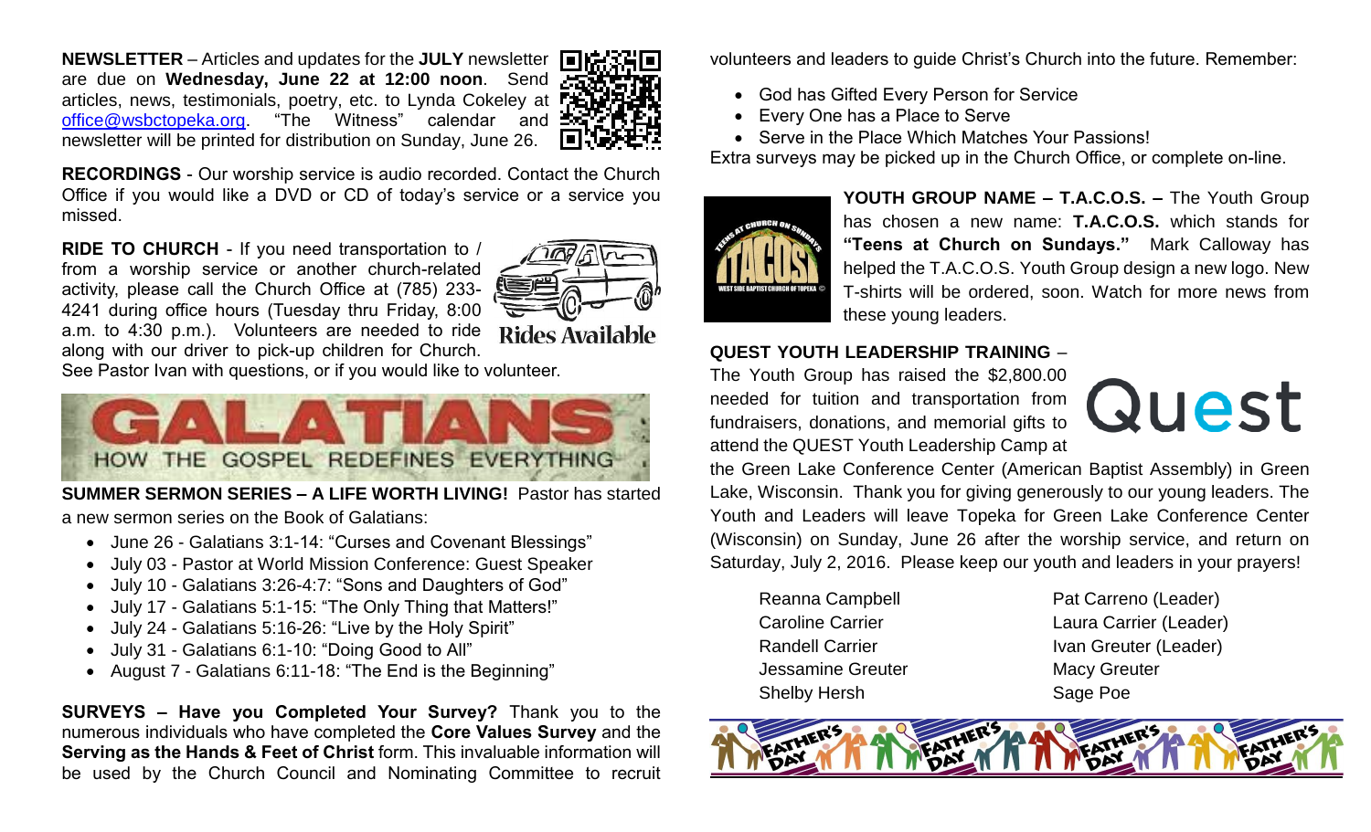**NEWSLETTER** – Articles and updates for the **JULY** newsletter are due on **Wednesday, June 22 at 12:00 noon**. Send articles, news, testimonials, poetry, etc. to Lynda Cokeley at office@wsbctopeka.org. "The Witness" calendar and newsletter will be printed for distribution on Sunday, June 26.

**RECORDINGS** - Our worship service is audio recorded. Contact the Church Office if you would like a DVD or CD of today's service or a service you missed.

**RIDE TO CHURCH** - If you need transportation to / from a worship service or another church-related activity, please call the Church Office at (785) 233-4241 during office hours (Tuesday thru Friday, 8:00 a.m. to 4:30 p.m.). Volunteers are needed to ride along with our driver to pick-up children for Church. See Pastor Ivan with questions, or if you would like to volunteer.

Rides Available

GALATIANS: HOW THE GOSPEL REDEFINES EVERYTHING

**SUMMER SERMON SERIES – A LIFE WORTH LIVING!** Pastor has started a new sermon series on the Book of Galatians:

- June 26 - Galatians 3:1-14: "Curses and Covenant Blessings"
- July 03 - Pastor at World Mission Conference: Guest Speaker
- July 10 - Galatians 3:26-4:7: "Sons and Daughters of God"
- July 17 - Galatians 5:1-15: "The Only Thing that Matters!"
- July 24 - Galatians 5:16-26: "Live by the Holy Spirit"
- July 31 - Galatians 6:1-10: "Doing Good to All"
- August 7 - Galatians 6:11-18: "The End is the Beginning"

**SURVEYS – Have you Completed Your Survey?** Thank you to the numerous individuals who have completed the **Core Values Survey** and the **Serving as the Hands & Feet of Christ** form. This invaluable information will be used by the Church Council and Nominating Committee to recruit volunteers and leaders to guide Christ's Church into the future. Remember:

- God has Gifted Every Person for Service
- Every One has a Place to Serve
- Serve in the Place Which Matches Your Passions!

Extra surveys may be picked up in the Church Office, or complete on-line.

**YOUTH GROUP NAME – T.A.C.O.S. –** The Youth Group has chosen a new name: **T.A.C.O.S.** which stands for **"Teens at Church on Sundays."** Mark Calloway has helped the T.A.C.O.S. Youth Group design a new logo. New T-shirts will be ordered, soon. Watch for more news from these young leaders.

**QUEST YOUTH LEADERSHIP TRAINING** – The Youth Group has raised the $2,800.00 needed for tuition and transportation from fundraisers, donations, and memorial gifts to attend the QUEST Youth Leadership Camp at the Green Lake Conference Center (American Baptist Assembly) in Green Lake, Wisconsin. Thank you for giving generously to our young leaders. The Youth and Leaders will leave Topeka for Green Lake Conference Center (Wisconsin) on Sunday, June 26 after the worship service, and return on Saturday, July 2, 2016. Please keep our youth and leaders in your prayers!

Quest

- Reanna Campbell
- Caroline Carrier
- Randell Carrier
- Jessamine Greuter
- Shelby Hersh
- Pat Carreno (Leader)
- Laura Carrier (Leader)
- Ivan Greuter (Leader)
- Macy Greuter
- Sage Poe

FATHER'S DAY FATHER'S DAY FATHER'S DAY FATHER'S DAY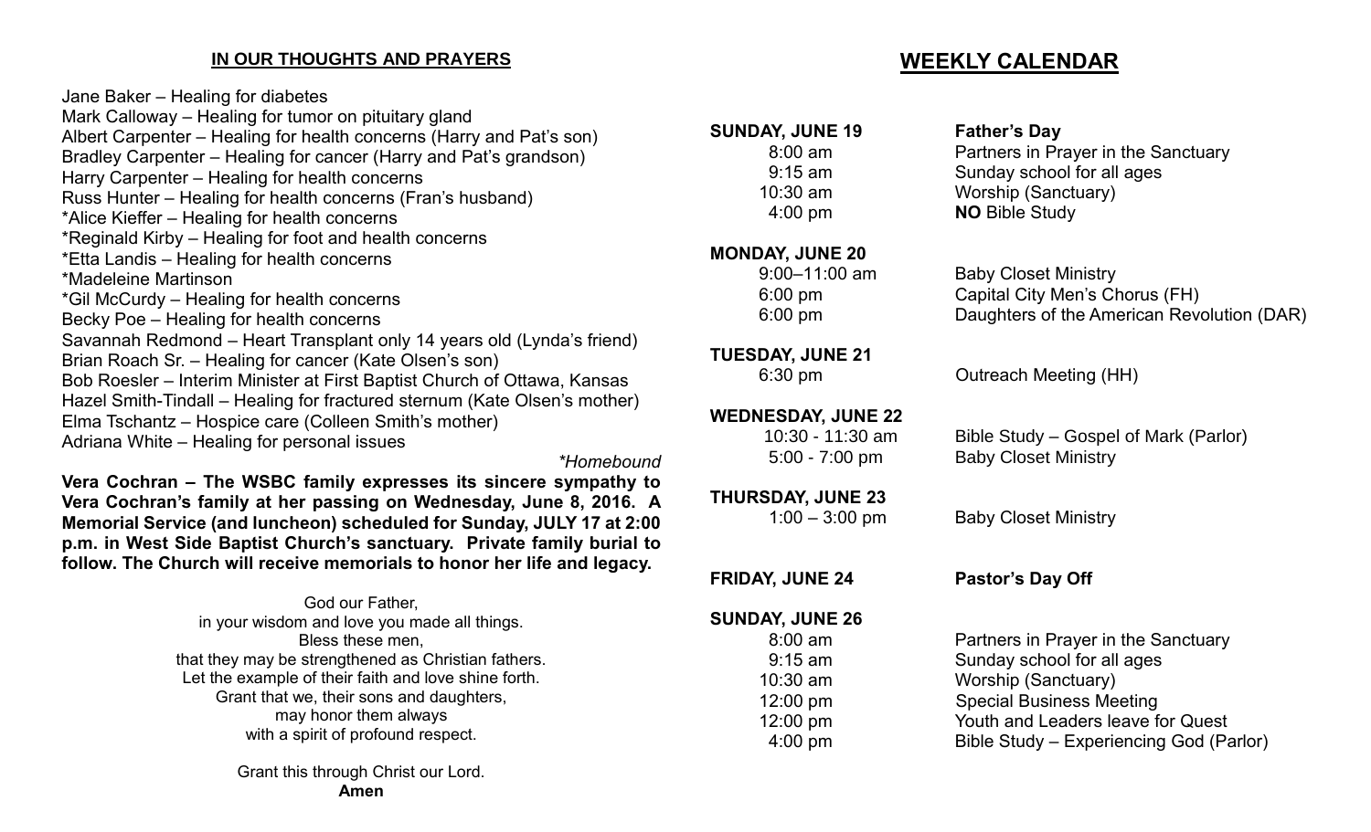## IN OUR THOUGHTS AND PRAYERS

Jane Baker – Healing for diabetes
Mark Calloway – Healing for tumor on pituitary gland
Albert Carpenter – Healing for health concerns (Harry and Pat's son)
Bradley Carpenter – Healing for cancer (Harry and Pat's grandson)
Harry Carpenter – Healing for health concerns
Russ Hunter – Healing for health concerns (Fran's husband)
*Alice Kieffer – Healing for health concerns
*Reginald Kirby – Healing for foot and health concerns
*Etta Landis – Healing for health concerns
*Madeleine Martinson
*Gil McCurdy – Healing for health concerns
Becky Poe – Healing for health concerns
Savannah Redmond – Heart Transplant only 14 years old (Lynda's friend)
Brian Roach Sr. – Healing for cancer (Kate Olsen's son)
Bob Roesler – Interim Minister at First Baptist Church of Ottawa, Kansas
Hazel Smith-Tindall – Healing for fractured sternum (Kate Olsen's mother)
Elma Tschantz – Hospice care (Colleen Smith's mother)
Adriana White – Healing for personal issues

*\*Homebound*

**Vera Cochran – The WSBC family expresses its sincere sympathy to Vera Cochran's family at her passing on Wednesday, June 8, 2016. A Memorial Service (and luncheon) scheduled for Sunday, JULY 17 at 2:00 p.m. in West Side Baptist Church's sanctuary. Private family burial to follow. The Church will receive memorials to honor her life and legacy.**

God our Father,
in your wisdom and love you made all things.
Bless these men,
that they may be strengthened as Christian fathers.
Let the example of their faith and love shine forth.
Grant that we, their sons and daughters,
may honor them always
with a spirit of profound respect.

Grant this through Christ our Lord.
**Amen**

## WEEKLY CALENDAR

**SUNDAY, JUNE 19** — **Father's Day**
- 8:00 am — Partners in Prayer in the Sanctuary
- 9:15 am — Sunday school for all ages
- 10:30 am — Worship (Sanctuary)
- 4:00 pm — **NO** Bible Study

**MONDAY, JUNE 20**
- 9:00–11:00 am — Baby Closet Ministry
- 6:00 pm — Capital City Men's Chorus (FH)
- 6:00 pm — Daughters of the American Revolution (DAR)

**TUESDAY, JUNE 21**
- 6:30 pm — Outreach Meeting (HH)

**WEDNESDAY, JUNE 22**
- 10:30 - 11:30 am — Bible Study – Gospel of Mark (Parlor)
- 5:00 - 7:00 pm — Baby Closet Ministry

**THURSDAY, JUNE 23**
- 1:00 – 3:00 pm — Baby Closet Ministry

**FRIDAY, JUNE 24** — **Pastor's Day Off**

**SUNDAY, JUNE 26**
- 8:00 am — Partners in Prayer in the Sanctuary
- 9:15 am — Sunday school for all ages
- 10:30 am — Worship (Sanctuary)
- 12:00 pm — Special Business Meeting
- 12:00 pm — Youth and Leaders leave for Quest
- 4:00 pm — Bible Study – Experiencing God (Parlor)